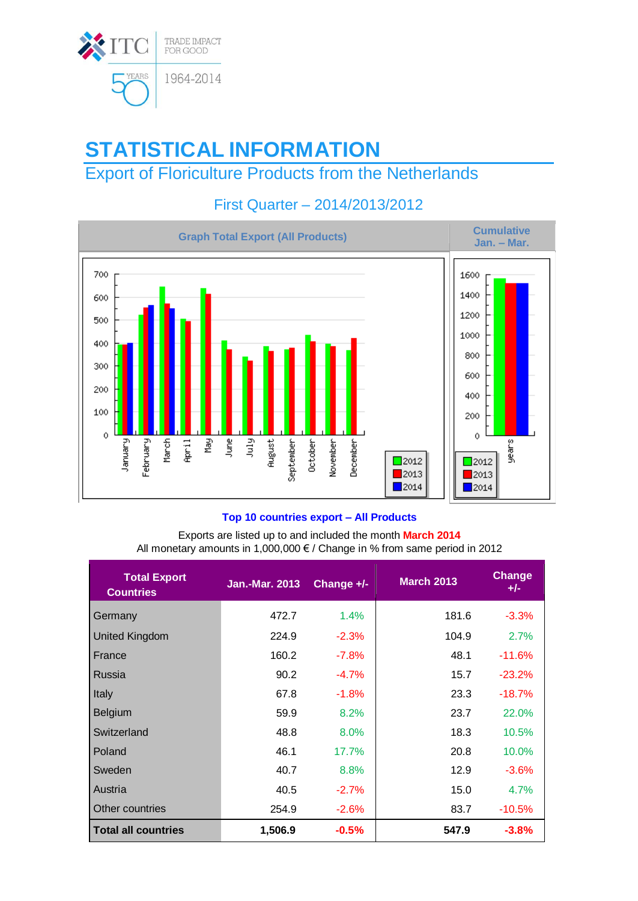# STATISTICAL INFORMATION

## Export of Floriculture Products from the Netherlands

### First Quarter – 2014/2013/2012

**Graph Total Export (All Products)** | **Cumulative Jan. – Mar.**

**Top 10 countries export – All Products**

Exports are listed up to and included the month **March 2014**
All monetary amounts in 1,000,000 € / Change in % from same period in 2012

| Total Export Countries | Jan.-Mar. 2013 | Change +/- | March 2013 | Change +/- |
|---|---|---|---|---|
| Germany | 472.7 | 1.4% | 181.6 | -3.3% |
| United Kingdom | 224.9 | -2.3% | 104.9 | 2.7% |
| France | 160.2 | -7.8% | 48.1 | -11.6% |
| Russia | 90.2 | -4.7% | 15.7 | -23.2% |
| Italy | 67.8 | -1.8% | 23.3 | -18.7% |
| Belgium | 59.9 | 8.2% | 23.7 | 22.0% |
| Switzerland | 48.8 | 8.0% | 18.3 | 10.5% |
| Poland | 46.1 | 17.7% | 20.8 | 10.0% |
| Sweden | 40.7 | 8.8% | 12.9 | -3.6% |
| Austria | 40.5 | -2.7% | 15.0 | 4.7% |
| Other countries | 254.9 | -2.6% | 83.7 | -10.5% |
| **Total all countries** | **1,506.9** | **-0.5%** | **547.9** | **-3.8%** |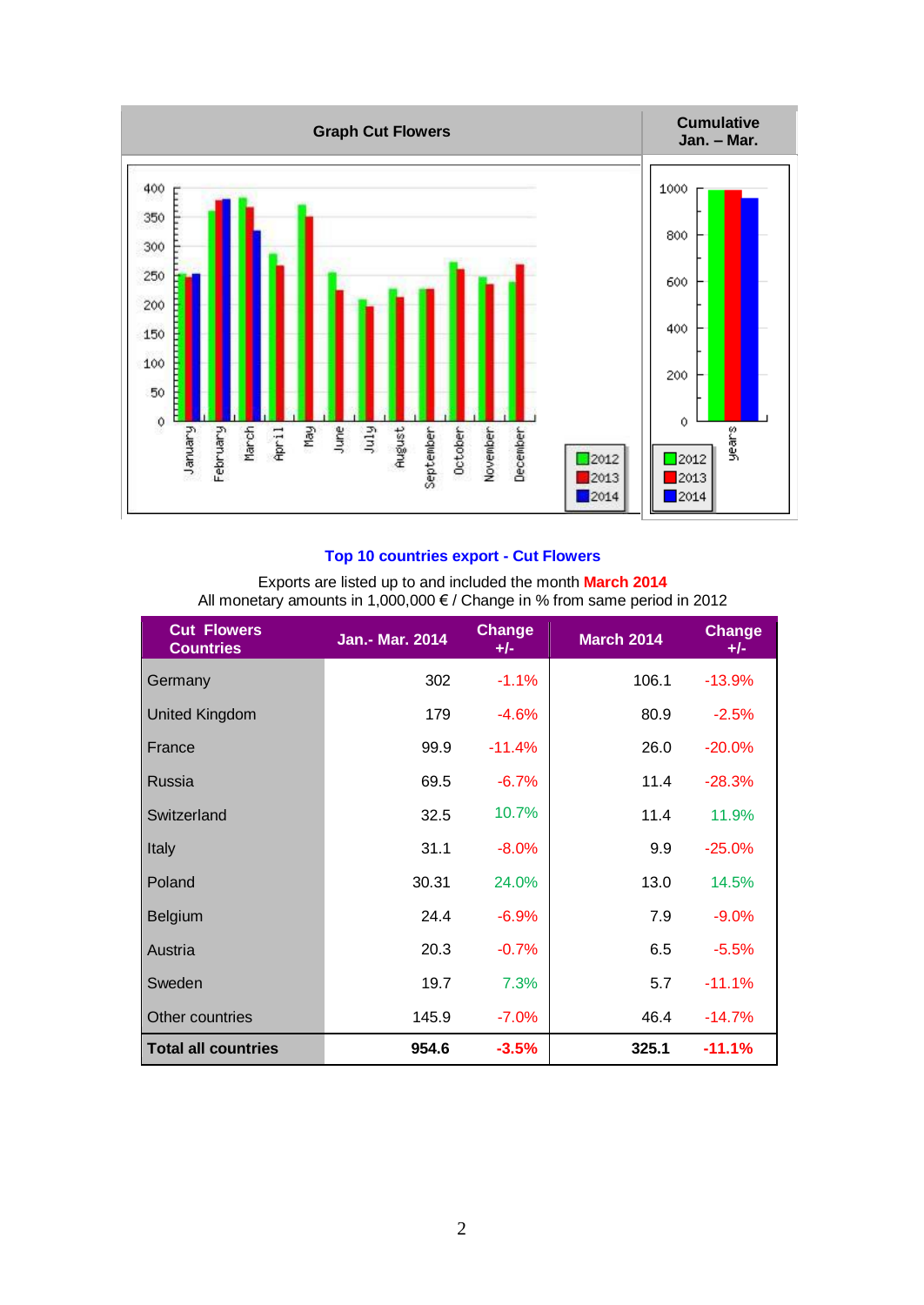| Graph Cut Flowers | Cumulative Jan. – Mar. |
|---|---|

**Top 10 countries export - Cut Flowers**

Exports are listed up to and included the month **March 2014**
All monetary amounts in 1,000,000 € / Change in % from same period in 2012

| Cut Flowers Countries | Jan.- Mar. 2014 | Change +/- | March 2014 | Change +/- |
|---|---|---|---|---|
| Germany | 302 | -1.1% | 106.1 | -13.9% |
| United Kingdom | 179 | -4.6% | 80.9 | -2.5% |
| France | 99.9 | -11.4% | 26.0 | -20.0% |
| Russia | 69.5 | -6.7% | 11.4 | -28.3% |
| Switzerland | 32.5 | 10.7% | 11.4 | 11.9% |
| Italy | 31.1 | -8.0% | 9.9 | -25.0% |
| Poland | 30.31 | 24.0% | 13.0 | 14.5% |
| Belgium | 24.4 | -6.9% | 7.9 | -9.0% |
| Austria | 20.3 | -0.7% | 6.5 | -5.5% |
| Sweden | 19.7 | 7.3% | 5.7 | -11.1% |
| Other countries | 145.9 | -7.0% | 46.4 | -14.7% |
| **Total all countries** | **954.6** | **-3.5%** | **325.1** | **-11.1%** |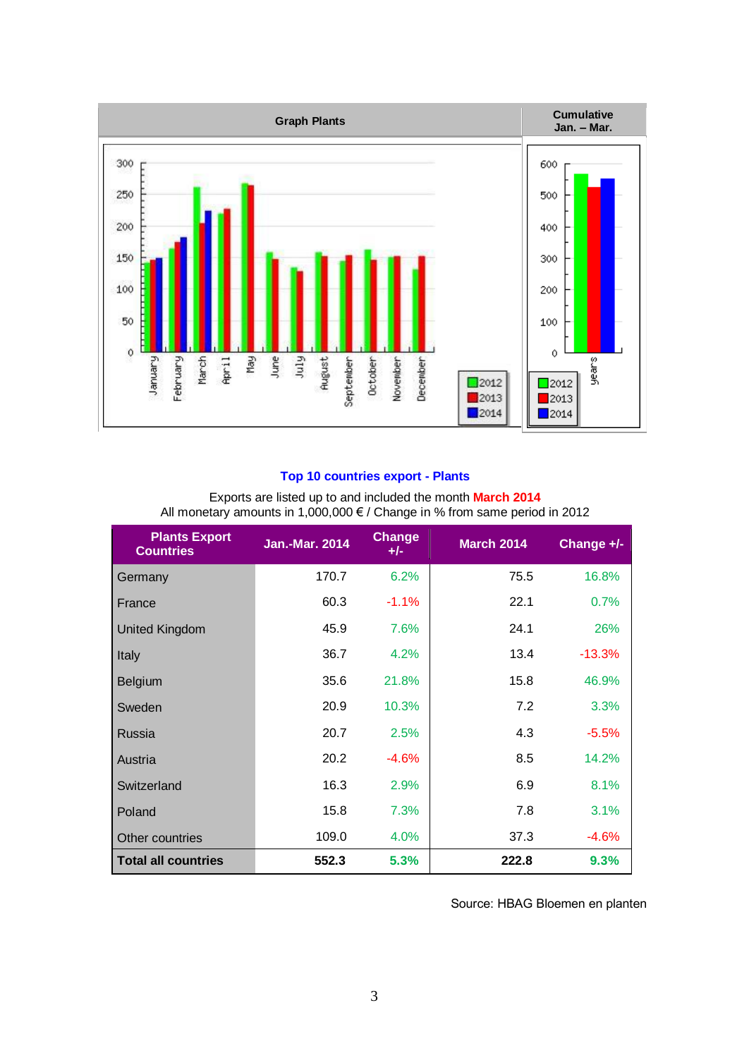| Graph Plants | Cumulative Jan. – Mar. |
|---|---|

## Top 10 countries export - Plants

Exports are listed up to and included the month **March 2014**
All monetary amounts in 1,000,000 € / Change in % from same period in 2012

| Plants Export Countries | Jan.-Mar. 2014 | Change +/- | March 2014 | Change +/- |
|---|---|---|---|---|
| Germany | 170.7 | 6.2% | 75.5 | 16.8% |
| France | 60.3 | -1.1% | 22.1 | 0.7% |
| United Kingdom | 45.9 | 7.6% | 24.1 | 26% |
| Italy | 36.7 | 4.2% | 13.4 | -13.3% |
| Belgium | 35.6 | 21.8% | 15.8 | 46.9% |
| Sweden | 20.9 | 10.3% | 7.2 | 3.3% |
| Russia | 20.7 | 2.5% | 4.3 | -5.5% |
| Austria | 20.2 | -4.6% | 8.5 | 14.2% |
| Switzerland | 16.3 | 2.9% | 6.9 | 8.1% |
| Poland | 15.8 | 7.3% | 7.8 | 3.1% |
| Other countries | 109.0 | 4.0% | 37.3 | -4.6% |
| **Total all countries** | **552.3** | **5.3%** | **222.8** | **9.3%** |

Source: HBAG Bloemen en planten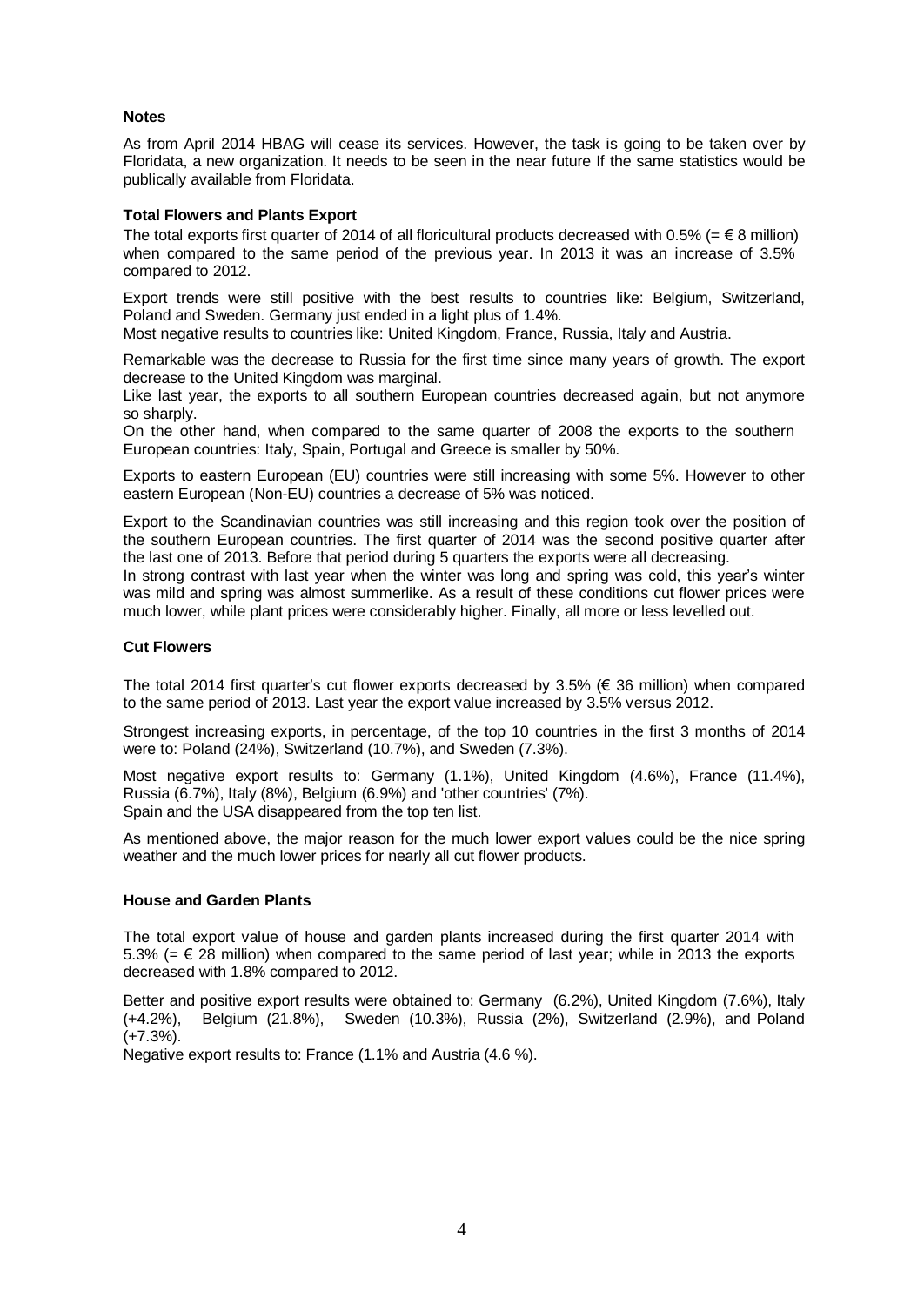**Notes**

As from April 2014 HBAG will cease its services. However, the task is going to be taken over by Floridata, a new organization. It needs to be seen in the near future If the same statistics would be publically available from Floridata.

**Total Flowers and Plants Export**

The total exports first quarter of 2014 of all floricultural products decreased with 0.5% (= € 8 million) when compared to the same period of the previous year. In 2013 it was an increase of 3.5% compared to 2012.

Export trends were still positive with the best results to countries like: Belgium, Switzerland, Poland and Sweden. Germany just ended in a light plus of 1.4%.
Most negative results to countries like: United Kingdom, France, Russia, Italy and Austria.

Remarkable was the decrease to Russia for the first time since many years of growth. The export decrease to the United Kingdom was marginal.
Like last year, the exports to all southern European countries decreased again, but not anymore so sharply.
On the other hand, when compared to the same quarter of 2008 the exports to the southern European countries: Italy, Spain, Portugal and Greece is smaller by 50%.

Exports to eastern European (EU) countries were still increasing with some 5%. However to other eastern European (Non-EU) countries a decrease of 5% was noticed.

Export to the Scandinavian countries was still increasing and this region took over the position of the southern European countries. The first quarter of 2014 was the second positive quarter after the last one of 2013. Before that period during 5 quarters the exports were all decreasing.
In strong contrast with last year when the winter was long and spring was cold, this year's winter was mild and spring was almost summerlike. As a result of these conditions cut flower prices were much lower, while plant prices were considerably higher. Finally, all more or less levelled out.

**Cut Flowers**

The total 2014 first quarter's cut flower exports decreased by 3.5% (€ 36 million) when compared to the same period of 2013. Last year the export value increased by 3.5% versus 2012.

Strongest increasing exports, in percentage, of the top 10 countries in the first 3 months of 2014 were to: Poland (24%), Switzerland (10.7%), and Sweden (7.3%).

Most negative export results to: Germany (1.1%), United Kingdom (4.6%), France (11.4%), Russia (6.7%), Italy (8%), Belgium (6.9%) and 'other countries' (7%).
Spain and the USA disappeared from the top ten list.

As mentioned above, the major reason for the much lower export values could be the nice spring weather and the much lower prices for nearly all cut flower products.

**House and Garden Plants**

The total export value of house and garden plants increased during the first quarter 2014 with 5.3% (= € 28 million) when compared to the same period of last year; while in 2013 the exports decreased with 1.8% compared to 2012.

Better and positive export results were obtained to: Germany (6.2%), United Kingdom (7.6%), Italy (+4.2%), Belgium (21.8%), Sweden (10.3%), Russia (2%), Switzerland (2.9%), and Poland (+7.3%).
Negative export results to: France (1.1% and Austria (4.6 %).